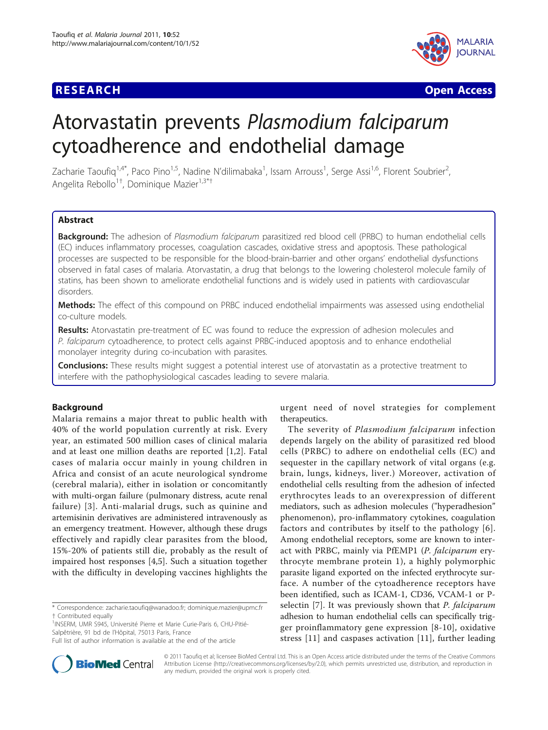RESEARCH Open Access

# Atorvastatin prevents *Plasmodium falciparum* cytoadherence and endothelial damage

Zacharie Taoufiq[1,4*], Paco Pino[1,5], Nadine N'dilimabaka[1], Issam Arrouss[1], Serge Assi[1,6], Florent Soubrier[2], Angelita Rebollo[1†], Dominique Mazier[1,3*†]

## Abstract

**Background:** The adhesion of *Plasmodium falciparum* parasitized red blood cell (PRBC) to human endothelial cells (EC) induces inflammatory processes, coagulation cascades, oxidative stress and apoptosis. These pathological processes are suspected to be responsible for the blood-brain-barrier and other organs' endothelial dysfunctions observed in fatal cases of malaria. Atorvastatin, a drug that belongs to the lowering cholesterol molecule family of statins, has been shown to ameliorate endothelial functions and is widely used in patients with cardiovascular disorders.

**Methods:** The effect of this compound on PRBC induced endothelial impairments was assessed using endothelial co-culture models.

**Results:** Atorvastatin pre-treatment of EC was found to reduce the expression of adhesion molecules and *P. falciparum* cytoadherence, to protect cells against PRBC-induced apoptosis and to enhance endothelial monolayer integrity during co-incubation with parasites.

**Conclusions:** These results might suggest a potential interest use of atorvastatin as a protective treatment to interfere with the pathophysiological cascades leading to severe malaria.

## Background

Malaria remains a major threat to public health with 40% of the world population currently at risk. Every year, an estimated 500 million cases of clinical malaria and at least one million deaths are reported [1,2]. Fatal cases of malaria occur mainly in young children in Africa and consist of an acute neurological syndrome (cerebral malaria), either in isolation or concomitantly with multi-organ failure (pulmonary distress, acute renal failure) [3]. Anti-malarial drugs, such as quinine and artemisinin derivatives are administered intravenously as an emergency treatment. However, although these drugs effectively and rapidly clear parasites from the blood, 15%-20% of patients still die, probably as the result of impaired host responses [4,5]. Such a situation together with the difficulty in developing vaccines highlights the urgent need of novel strategies for complement therapeutics.

The severity of *Plasmodium falciparum* infection depends largely on the ability of parasitized red blood cells (PRBC) to adhere on endothelial cells (EC) and sequester in the capillary network of vital organs (e.g. brain, lungs, kidneys, liver.) Moreover, activation of endothelial cells resulting from the adhesion of infected erythrocytes leads to an overexpression of different mediators, such as adhesion molecules ("hyperadhesion" phenomenon), pro-inflammatory cytokines, coagulation factors and contributes by itself to the pathology [6]. Among endothelial receptors, some are known to interact with PRBC, mainly via PfEMP1 (*P. falciparum* erythrocyte membrane protein 1), a highly polymorphic parasite ligand exported on the infected erythrocyte surface. A number of the cytoadherence receptors have been identified, such as ICAM-1, CD36, VCAM-1 or P-selectin [7]. It was previously shown that *P. falciparum* adhesion to human endothelial cells can specifically trigger proinflammatory gene expression [8-10], oxidative stress [11] and caspases activation [11], further leading

\* Correspondence: zacharie.taoufiq@wanadoo.fr; dominique.mazier@upmc.fr
† Contributed equally
[1]INSERM, UMR S945, Université Pierre et Marie Curie-Paris 6, CHU-Pitié-Salpêtrière, 91 bd de l'Hôpital, 75013 Paris, France
Full list of author information is available at the end of the article

© 2011 Taoufiq et al; licensee BioMed Central Ltd. This is an Open Access article distributed under the terms of the Creative Commons Attribution License (http://creativecommons.org/licenses/by/2.0), which permits unrestricted use, distribution, and reproduction in any medium, provided the original work is properly cited.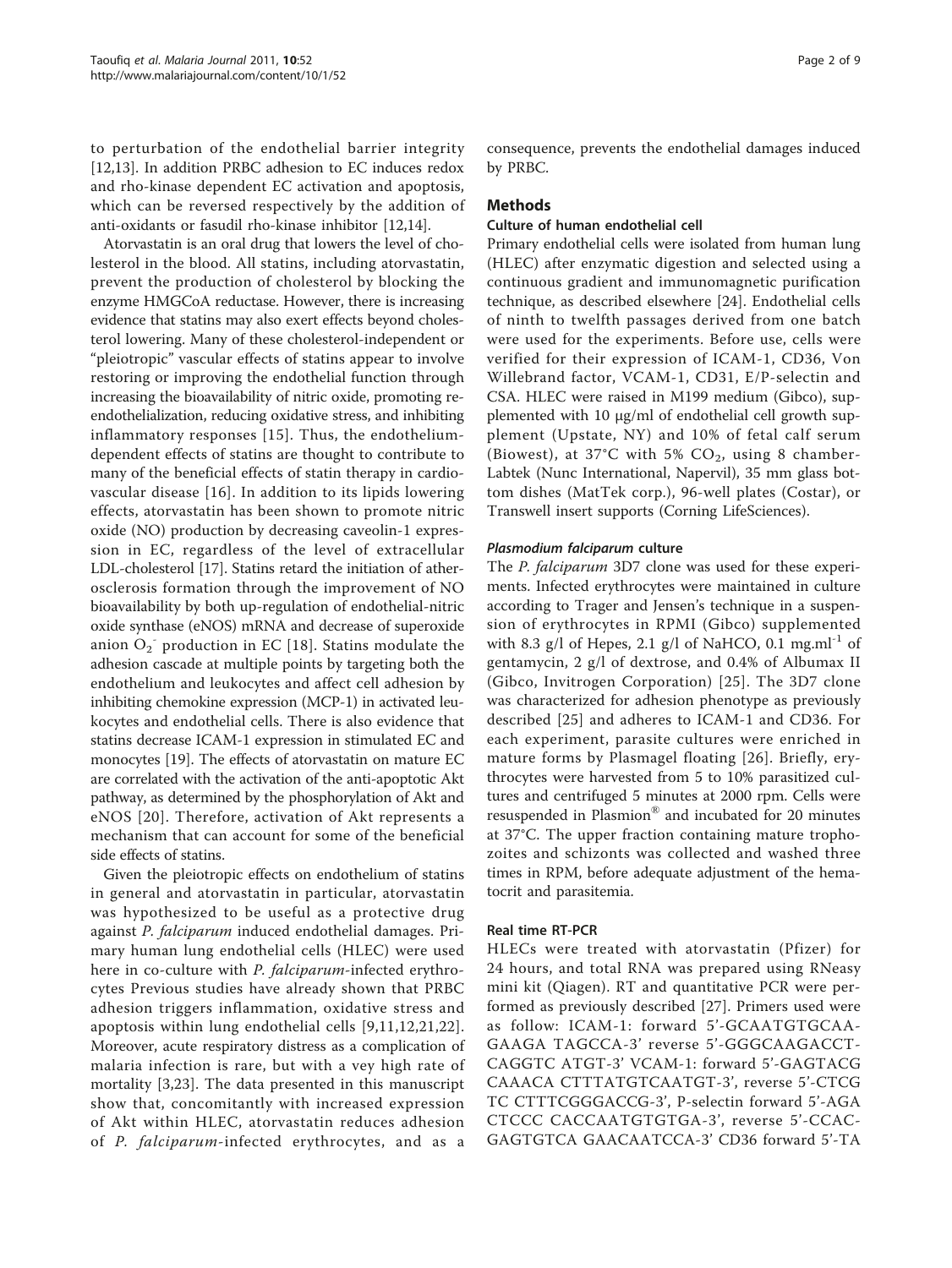to perturbation of the endothelial barrier integrity [12,13]. In addition PRBC adhesion to EC induces redox and rho-kinase dependent EC activation and apoptosis, which can be reversed respectively by the addition of anti-oxidants or fasudil rho-kinase inhibitor [12,14].

Atorvastatin is an oral drug that lowers the level of cholesterol in the blood. All statins, including atorvastatin, prevent the production of cholesterol by blocking the enzyme HMGCoA reductase. However, there is increasing evidence that statins may also exert effects beyond cholesterol lowering. Many of these cholesterol-independent or "pleiotropic" vascular effects of statins appear to involve restoring or improving the endothelial function through increasing the bioavailability of nitric oxide, promoting re-endothelialization, reducing oxidative stress, and inhibiting inflammatory responses [15]. Thus, the endothelium-dependent effects of statins are thought to contribute to many of the beneficial effects of statin therapy in cardiovascular disease [16]. In addition to its lipids lowering effects, atorvastatin has been shown to promote nitric oxide (NO) production by decreasing caveolin-1 expression in EC, regardless of the level of extracellular LDL-cholesterol [17]. Statins retard the initiation of atherosclerosis formation through the improvement of NO bioavailability by both up-regulation of endothelial-nitric oxide synthase (eNOS) mRNA and decrease of superoxide anion $O_2^-$ production in EC [18]. Statins modulate the adhesion cascade at multiple points by targeting both the endothelium and leukocytes and affect cell adhesion by inhibiting chemokine expression (MCP-1) in activated leukocytes and endothelial cells. There is also evidence that statins decrease ICAM-1 expression in stimulated EC and monocytes [19]. The effects of atorvastatin on mature EC are correlated with the activation of the anti-apoptotic Akt pathway, as determined by the phosphorylation of Akt and eNOS [20]. Therefore, activation of Akt represents a mechanism that can account for some of the beneficial side effects of statins.

Given the pleiotropic effects on endothelium of statins in general and atorvastatin in particular, atorvastatin was hypothesized to be useful as a protective drug against *P. falciparum* induced endothelial damages. Primary human lung endothelial cells (HLEC) were used here in co-culture with *P. falciparum*-infected erythrocytes Previous studies have already shown that PRBC adhesion triggers inflammation, oxidative stress and apoptosis within lung endothelial cells [9,11,12,21,22]. Moreover, acute respiratory distress as a complication of malaria infection is rare, but with a vey high rate of mortality [3,23]. The data presented in this manuscript show that, concomitantly with increased expression of Akt within HLEC, atorvastatin reduces adhesion of *P. falciparum*-infected erythrocytes, and as a consequence, prevents the endothelial damages induced by PRBC.

## Methods

### Culture of human endothelial cell

Primary endothelial cells were isolated from human lung (HLEC) after enzymatic digestion and selected using a continuous gradient and immunomagnetic purification technique, as described elsewhere [24]. Endothelial cells of ninth to twelfth passages derived from one batch were used for the experiments. Before use, cells were verified for their expression of ICAM-1, CD36, Von Willebrand factor, VCAM-1, CD31, E/P-selectin and CSA. HLEC were raised in M199 medium (Gibco), supplemented with 10 μg/ml of endothelial cell growth supplement (Upstate, NY) and 10% of fetal calf serum (Biowest), at 37°C with 5% $CO_2$, using 8 chamber-Labtek (Nunc International, Napervil), 35 mm glass bottom dishes (MatTek corp.), 96-well plates (Costar), or Transwell insert supports (Corning LifeSciences).

### *Plasmodium falciparum* culture

The *P. falciparum* 3D7 clone was used for these experiments. Infected erythrocytes were maintained in culture according to Trager and Jensen's technique in a suspension of erythrocytes in RPMI (Gibco) supplemented with 8.3 g/l of Hepes, 2.1 g/l of NaHCO, 0.1 $mg.ml^{-1}$ of gentamycin, 2 g/l of dextrose, and 0.4% of Albumax II (Gibco, Invitrogen Corporation) [25]. The 3D7 clone was characterized for adhesion phenotype as previously described [25] and adheres to ICAM-1 and CD36. For each experiment, parasite cultures were enriched in mature forms by Plasmagel floating [26]. Briefly, erythrocytes were harvested from 5 to 10% parasitized cultures and centrifuged 5 minutes at 2000 rpm. Cells were resuspended in Plasmion® and incubated for 20 minutes at 37°C. The upper fraction containing mature trophozoites and schizonts was collected and washed three times in RPM, before adequate adjustment of the hematocrit and parasitemia.

### Real time RT-PCR

HLECs were treated with atorvastatin (Pfizer) for 24 hours, and total RNA was prepared using RNeasy mini kit (Qiagen). RT and quantitative PCR were performed as previously described [27]. Primers used were as follow: ICAM-1: forward 5'-GCAATGTGCAA-GAAGA TAGCCA-3' reverse 5'-GGGCAAGACCT-CAGGTC ATGT-3' VCAM-1: forward 5'-GAGTACG CAAACA CTTTATGTCAATGT-3', reverse 5'-CTCG TC CTTTCGGGACCG-3', P-selectin forward 5'-AGA CTCCC CACCAATGTGTGA-3', reverse 5'-CCAC-GAGTGTCA GAACAATCCA-3' CD36 forward 5'-TA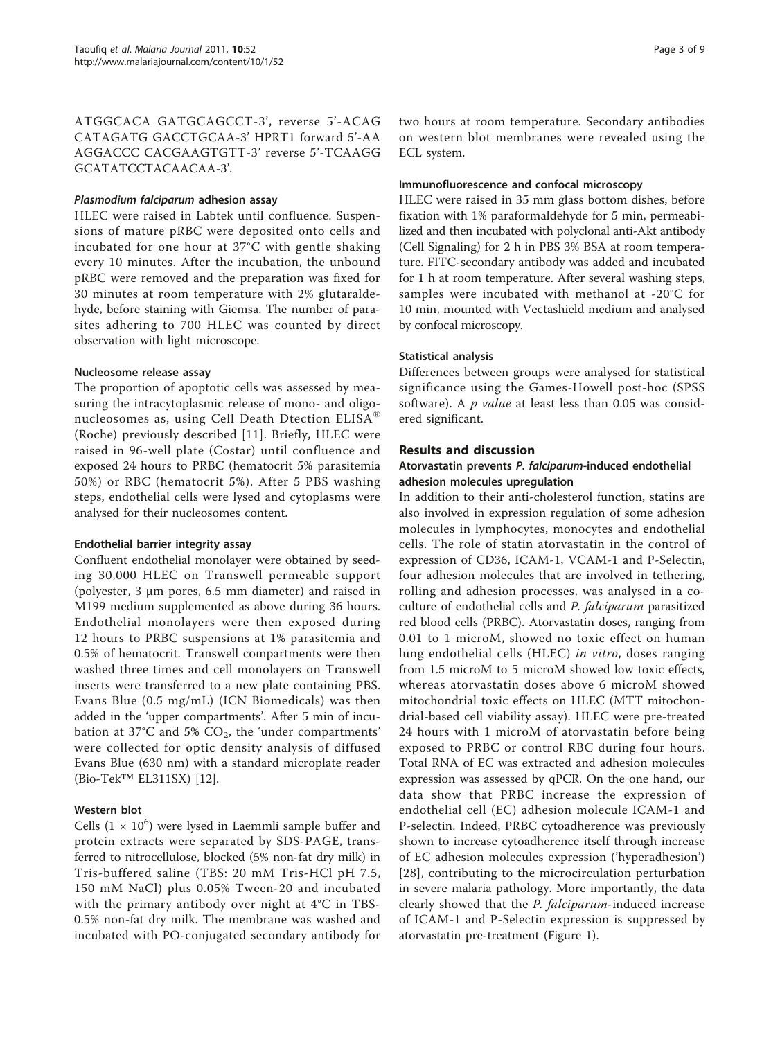ATGGCACA GATGCAGCCT-3', reverse 5'-ACAG CATAGATG GACCTGCAA-3' HPRT1 forward 5'-AA AGGACCC CACGAAGTGTT-3' reverse 5'-TCAAGG GCATATCCTACAACAA-3'.

#### *Plasmodium falciparum* adhesion assay

HLEC were raised in Labtek until confluence. Suspensions of mature pRBC were deposited onto cells and incubated for one hour at 37°C with gentle shaking every 10 minutes. After the incubation, the unbound pRBC were removed and the preparation was fixed for 30 minutes at room temperature with 2% glutaraldehyde, before staining with Giemsa. The number of parasites adhering to 700 HLEC was counted by direct observation with light microscope.

#### Nucleosome release assay

The proportion of apoptotic cells was assessed by measuring the intracytoplasmic release of mono- and oligonucleosomes as, using Cell Death Dtection ELISA® (Roche) previously described [11]. Briefly, HLEC were raised in 96-well plate (Costar) until confluence and exposed 24 hours to PRBC (hematocrit 5% parasitemia 50%) or RBC (hematocrit 5%). After 5 PBS washing steps, endothelial cells were lysed and cytoplasms were analysed for their nucleosomes content.

#### Endothelial barrier integrity assay

Confluent endothelial monolayer were obtained by seeding 30,000 HLEC on Transwell permeable support (polyester, 3 μm pores, 6.5 mm diameter) and raised in M199 medium supplemented as above during 36 hours. Endothelial monolayers were then exposed during 12 hours to PRBC suspensions at 1% parasitemia and 0.5% of hematocrit. Transwell compartments were then washed three times and cell monolayers on Transwell inserts were transferred to a new plate containing PBS. Evans Blue (0.5 mg/mL) (ICN Biomedicals) was then added in the 'upper compartments'. After 5 min of incubation at 37°C and 5% $CO_2$, the 'under compartments' were collected for optic density analysis of diffused Evans Blue (630 nm) with a standard microplate reader (Bio-Tek™ EL311SX) [12].

#### Western blot

Cells ($1 \times 10^6$) were lysed in Laemmli sample buffer and protein extracts were separated by SDS-PAGE, transferred to nitrocellulose, blocked (5% non-fat dry milk) in Tris-buffered saline (TBS: 20 mM Tris-HCl pH 7.5, 150 mM NaCl) plus 0.05% Tween-20 and incubated with the primary antibody over night at 4°C in TBS-0.5% non-fat dry milk. The membrane was washed and incubated with PO-conjugated secondary antibody for two hours at room temperature. Secondary antibodies on western blot membranes were revealed using the ECL system.

#### Immunofluorescence and confocal microscopy

HLEC were raised in 35 mm glass bottom dishes, before fixation with 1% paraformaldehyde for 5 min, permeabilized and then incubated with polyclonal anti-Akt antibody (Cell Signaling) for 2 h in PBS 3% BSA at room temperature. FITC-secondary antibody was added and incubated for 1 h at room temperature. After several washing steps, samples were incubated with methanol at -20°C for 10 min, mounted with Vectashield medium and analysed by confocal microscopy.

#### Statistical analysis

Differences between groups were analysed for statistical significance using the Games-Howell post-hoc (SPSS software). A *p value* at least less than 0.05 was considered significant.

## Results and discussion

#### Atorvastatin prevents *P. falciparum*-induced endothelial adhesion molecules upregulation

In addition to their anti-cholesterol function, statins are also involved in expression regulation of some adhesion molecules in lymphocytes, monocytes and endothelial cells. The role of statin atorvastatin in the control of expression of CD36, ICAM-1, VCAM-1 and P-Selectin, four adhesion molecules that are involved in tethering, rolling and adhesion processes, was analysed in a co-culture of endothelial cells and *P. falciparum* parasitized red blood cells (PRBC). Atorvastatin doses, ranging from 0.01 to 1 microM, showed no toxic effect on human lung endothelial cells (HLEC) *in vitro*, doses ranging from 1.5 microM to 5 microM showed low toxic effects, whereas atorvastatin doses above 6 microM showed mitochondrial toxic effects on HLEC (MTT mitochondrial-based cell viability assay). HLEC were pre-treated 24 hours with 1 microM of atorvastatin before being exposed to PRBC or control RBC during four hours. Total RNA of EC was extracted and adhesion molecules expression was assessed by qPCR. On the one hand, our data show that PRBC increase the expression of endothelial cell (EC) adhesion molecule ICAM-1 and P-selectin. Indeed, PRBC cytoadherence was previously shown to increase cytoadherence itself through increase of EC adhesion molecules expression ('hyperadhesion') [28], contributing to the microcirculation perturbation in severe malaria pathology. More importantly, the data clearly showed that the *P. falciparum*-induced increase of ICAM-1 and P-Selectin expression is suppressed by atorvastatin pre-treatment (Figure 1).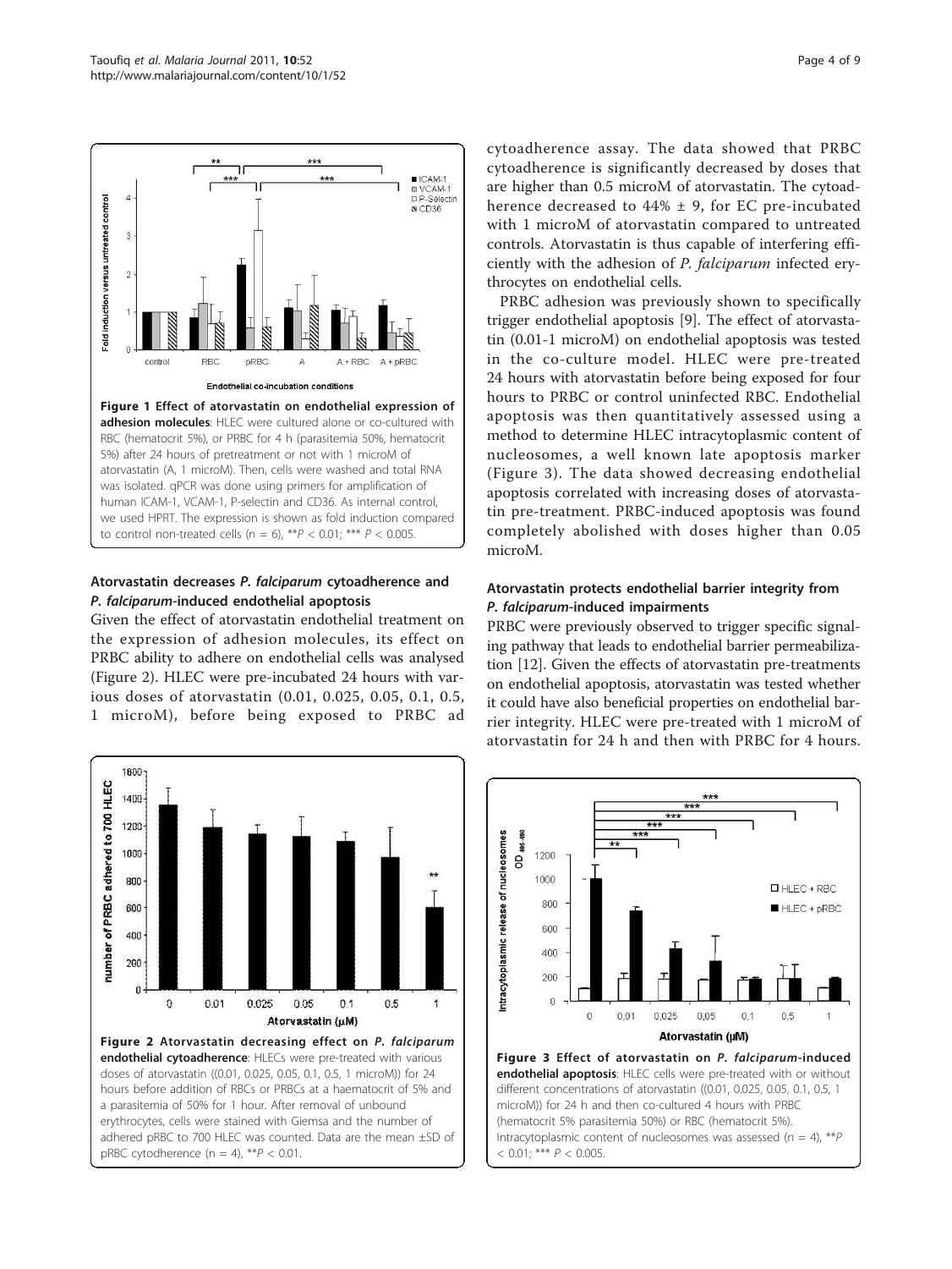**

Fold induction versus untreated control

0 1 2 3 4

control RBC pRBC A A + RBC A + pRBC

Endothelial co-incubation conditions

■ ICAM-1
▨ VCAM-1
□ P-Selectin
▧ CD36

** *** *** ***

**Figure 1 Effect of atorvastatin on endothelial expression of adhesion molecules**: HLEC were cultured alone or co-cultured with RBC (hematocrit 5%), or PRBC for 4 h (parasitemia 50%, hematocrit 5%) after 24 hours of pretreatment or not with 1 microM of atorvastatin (A, 1 microM). Then, cells were washed and total RNA was isolated. qPCR was done using primers for amplification of human ICAM-1, VCAM-1, P-selectin and CD36. As internal control, we used HPRT. The expression is shown as fold induction compared to control non-treated cells (n = 6), $^{**}P < 0.01$; $^{***}P < 0.005$.

### Atorvastatin decreases *P. falciparum* cytoadherence and *P. falciparum*-induced endothelial apoptosis

Given the effect of atorvastatin endothelial treatment on the expression of adhesion molecules, its effect on PRBC ability to adhere on endothelial cells was analysed (Figure 2). HLEC were pre-incubated 24 hours with various doses of atorvastatin (0.01, 0.025, 0.05, 0.1, 0.5, 1 microM), before being exposed to PRBC ad cytoadherence assay. The data showed that PRBC cytoadherence is significantly decreased by doses that are higher than 0.5 microM of atorvastatin. The cytoadherence decreased to 44% ± 9, for EC pre-incubated with 1 microM of atorvastatin compared to untreated controls. Atorvastatin is thus capable of interfering efficiently with the adhesion of *P. falciparum* infected erythrocytes on endothelial cells.

PRBC adhesion was previously shown to specifically trigger endothelial apoptosis [9]. The effect of atorvastatin (0.01-1 microM) on endothelial apoptosis was tested in the co-culture model. HLEC were pre-treated 24 hours with atorvastatin before being exposed for four hours to PRBC or control uninfected RBC. Endothelial apoptosis was then quantitatively assessed using a method to determine HLEC intracytoplasmic content of nucleosomes, a well known late apoptosis marker (Figure 3). The data showed decreasing endothelial apoptosis correlated with increasing doses of atorvastatin pre-treatment. PRBC-induced apoptosis was found completely abolished with doses higher than 0.05 microM.

### Atorvastatin protects endothelial barrier integrity from *P. falciparum*-induced impairments

PRBC were previously observed to trigger specific signaling pathway that leads to endothelial barrier permeabilization [12]. Given the effects of atorvastatin pre-treatments on endothelial apoptosis, atorvastatin was tested whether it could have also beneficial properties on endothelial barrier integrity. HLEC were pre-treated with 1 microM of atorvastatin for 24 h and then with PRBC for 4 hours.

number of PRBC adhered to 700 HLEC

0 200 400 600 800 1000 1200 1400 1600

0 0.01 0.025 0.05 0.1 0.5 1

Atorvastatin (μM)

**

**Figure 2 Atorvastatin decreasing effect on *P. falciparum* endothelial cytoadherence**: HLECs were pre-treated with various doses of atorvastatin ((0.01, 0.025, 0.05, 0.1, 0.5, 1 microM)) for 24 hours before addition of RBCs or PRBCs at a haematocrit of 5% and a parasitemia of 50% for 1 hour. After removal of unbound erythrocytes, cells were stained with Giemsa and the number of adhered pRBC to 700 HLEC was counted. Data are the mean ±SD of pRBC cytodherence (n = 4), $^{**}P < 0.01$.

Intracytoplasmic release of nucleosomes OD 405-490

0 200 400 600 800 1000 1200

0 0,01 0,025 0,05 0,1 0,5 1

Atorvastatin (μM)

□ HLEC + RBC
■ HLEC + pRBC

** *** *** *** ***

**Figure 3 Effect of atorvastatin on *P. falciparum*-induced endothelial apoptosis**: HLEC cells were pre-treated with or without different concentrations of atorvastatin ((0.01, 0.025, 0.05, 0.1, 0.5, 1 microM)) for 24 h and then co-cultured 4 hours with PRBC (hematocrit 5% parasitemia 50%) or RBC (hematocrit 5%). Intracytoplasmic content of nucleosomes was assessed (n = 4), $^{**}P < 0.01$; $^{***}P < 0.005$.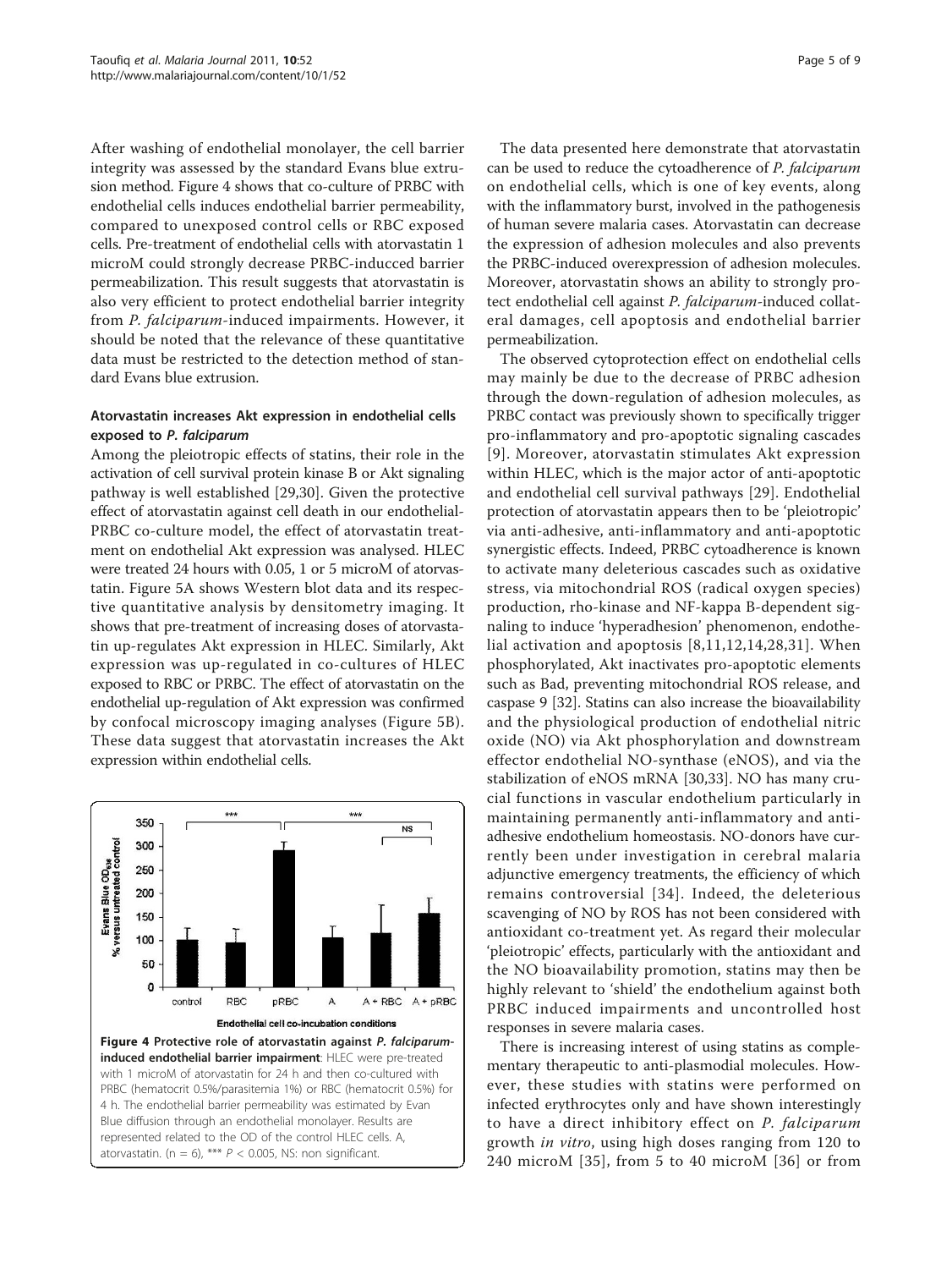After washing of endothelial monolayer, the cell barrier integrity was assessed by the standard Evans blue extrusion method. Figure 4 shows that co-culture of PRBC with endothelial cells induces endothelial barrier permeability, compared to unexposed control cells or RBC exposed cells. Pre-treatment of endothelial cells with atorvastatin 1 microM could strongly decrease PRBC-inducced barrier permeabilization. This result suggests that atorvastatin is also very efficient to protect endothelial barrier integrity from *P. falciparum*-induced impairments. However, it should be noted that the relevance of these quantitative data must be restricted to the detection method of standard Evans blue extrusion.

### Atorvastatin increases Akt expression in endothelial cells exposed to *P. falciparum*

Among the pleiotropic effects of statins, their role in the activation of cell survival protein kinase B or Akt signaling pathway is well established [29,30]. Given the protective effect of atorvastatin against cell death in our endothelial-PRBC co-culture model, the effect of atorvastatin treatment on endothelial Akt expression was analysed. HLEC were treated 24 hours with 0.05, 1 or 5 microM of atorvastatin. Figure 5A shows Western blot data and its respective quantitative analysis by densitometry imaging. It shows that pre-treatment of increasing doses of atorvastatin up-regulates Akt expression in HLEC. Similarly, Akt expression was up-regulated in co-cultures of HLEC exposed to RBC or PRBC. The effect of atorvastatin on the endothelial up-regulation of Akt expression was confirmed by confocal microscopy imaging analyses (Figure 5B). These data suggest that atorvastatin increases the Akt expression within endothelial cells.

Evans Blue $OD_{620}$ % versus untreated control

350
300
250
200
150
100
50
0

\*\*\*
\*\*\*
NS

control RBC pRBC A A + RBC A + pRBC

Endothelial cell co-incubation conditions

**Figure 4 Protective role of atorvastatin against *P. falciparum*-induced endothelial barrier impairment**: HLEC were pre-treated with 1 microM of atorvastatin for 24 h and then co-cultured with PRBC (hematocrit 0.5%/parasitemia 1%) or RBC (hematocrit 0.5%) for 4 h. The endothelial barrier permeability was estimated by Evan Blue diffusion through an endothelial monolayer. Results are represented related to the OD of the control HLEC cells. A, atorvastatin. (n = 6), \*\*\* $P < 0.005$, NS: non significant.

The data presented here demonstrate that atorvastatin can be used to reduce the cytoadherence of *P. falciparum* on endothelial cells, which is one of key events, along with the inflammatory burst, involved in the pathogenesis of human severe malaria cases. Atorvastatin can decrease the expression of adhesion molecules and also prevents the PRBC-induced overexpression of adhesion molecules. Moreover, atorvastatin shows an ability to strongly protect endothelial cell against *P. falciparum*-induced collateral damages, cell apoptosis and endothelial barrier permeabilization.

The observed cytoprotection effect on endothelial cells may mainly be due to the decrease of PRBC adhesion through the down-regulation of adhesion molecules, as PRBC contact was previously shown to specifically trigger pro-inflammatory and pro-apoptotic signaling cascades [9]. Moreover, atorvastatin stimulates Akt expression within HLEC, which is the major actor of anti-apoptotic and endothelial cell survival pathways [29]. Endothelial protection of atorvastatin appears then to be 'pleiotropic' via anti-adhesive, anti-inflammatory and anti-apoptotic synergistic effects. Indeed, PRBC cytoadherence is known to activate many deleterious cascades such as oxidative stress, via mitochondrial ROS (radical oxygen species) production, rho-kinase and NF-kappa B-dependent signaling to induce 'hyperadhesion' phenomenon, endothelial activation and apoptosis [8,11,12,14,28,31]. When phosphorylated, Akt inactivates pro-apoptotic elements such as Bad, preventing mitochondrial ROS release, and caspase 9 [32]. Statins can also increase the bioavailability and the physiological production of endothelial nitric oxide (NO) via Akt phosphorylation and downstream effector endothelial NO-synthase (eNOS), and via the stabilization of eNOS mRNA [30,33]. NO has many crucial functions in vascular endothelium particularly in maintaining permanently anti-inflammatory and anti-adhesive endothelium homeostasis. NO-donors have currently been under investigation in cerebral malaria adjunctive emergency treatments, the efficiency of which remains controversial [34]. Indeed, the deleterious scavenging of NO by ROS has not been considered with antioxidant co-treatment yet. As regard their molecular 'pleiotropic' effects, particularly with the antioxidant and the NO bioavailability promotion, statins may then be highly relevant to 'shield' the endothelium against both PRBC induced impairments and uncontrolled host responses in severe malaria cases.

There is increasing interest of using statins as complementary therapeutic to anti-plasmodial molecules. However, these studies with statins were performed on infected erythrocytes only and have shown interestingly to have a direct inhibitory effect on *P. falciparum* growth *in vitro*, using high doses ranging from 120 to 240 microM [35], from 5 to 40 microM [36] or from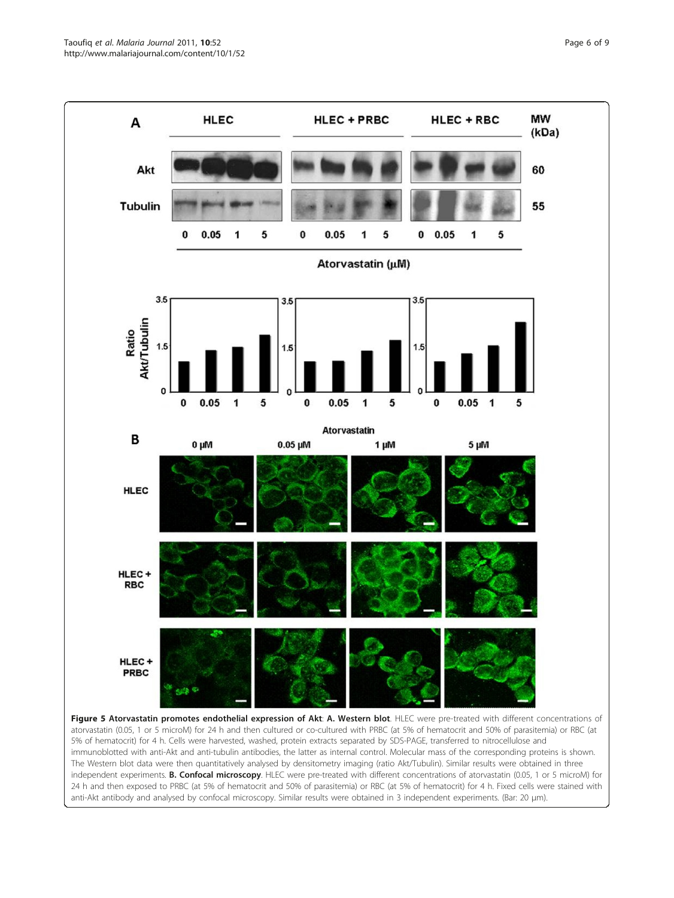A

HLEC | HLEC + PRBC | HLEC + RBC | MW (kDa)

Akt 60

Tubulin 55

0 0.05 1 5 0 0.05 1 5 0 0.05 1 5

Atorvastatin (μM)

Ratio Akt/Tubulin

3.5
1.5
0

0 0.05 1 5

B

Atorvastatin

0 μM 0.05 μM 1 μM 5 μM

HLEC

HLEC + RBC

HLEC + PRBC

**Figure 5 Atorvastatin promotes endothelial expression of Akt**: **A. Western blot**. HLEC were pre-treated with different concentrations of atorvastatin (0.05, 1 or 5 microM) for 24 h and then cultured or co-cultured with PRBC (at 5% of hematocrit and 50% of parasitemia) or RBC (at 5% of hematocrit) for 4 h. Cells were harvested, washed, protein extracts separated by SDS-PAGE, transferred to nitrocellulose and immunoblotted with anti-Akt and anti-tubulin antibodies, the latter as internal control. Molecular mass of the corresponding proteins is shown. The Western blot data were then quantitatively analysed by densitometry imaging (ratio Akt/Tubulin). Similar results were obtained in three independent experiments. **B. Confocal microscopy**. HLEC were pre-treated with different concentrations of atorvastatin (0.05, 1 or 5 microM) for 24 h and then exposed to PRBC (at 5% of hematocrit and 50% of parasitemia) or RBC (at 5% of hematocrit) for 4 h. Fixed cells were stained with anti-Akt antibody and analysed by confocal microscopy. Similar results were obtained in 3 independent experiments. (Bar: 20 μm).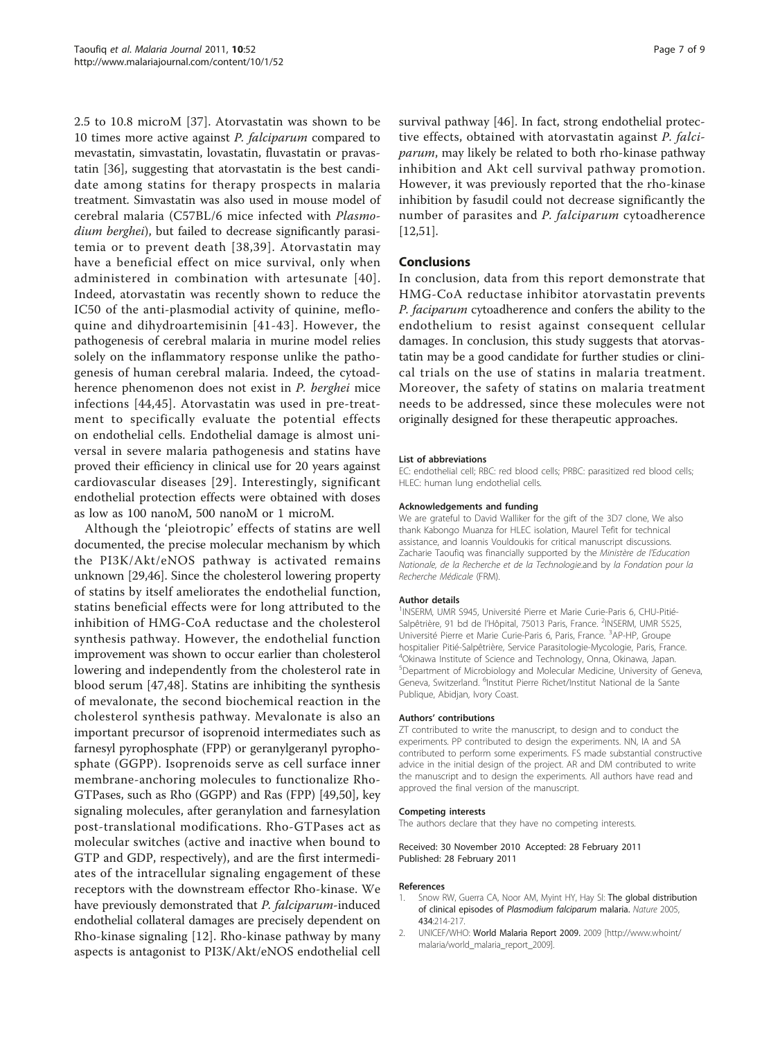2.5 to 10.8 microM [37]. Atorvastatin was shown to be 10 times more active against *P. falciparum* compared to mevastatin, simvastatin, lovastatin, fluvastatin or pravastatin [36], suggesting that atorvastatin is the best candidate among statins for therapy prospects in malaria treatment. Simvastatin was also used in mouse model of cerebral malaria (C57BL/6 mice infected with *Plasmodium berghei*), but failed to decrease significantly parasitemia or to prevent death [38,39]. Atorvastatin may have a beneficial effect on mice survival, only when administered in combination with artesunate [40]. Indeed, atorvastatin was recently shown to reduce the IC50 of the anti-plasmodial activity of quinine, mefloquine and dihydroartemisinin [41-43]. However, the pathogenesis of cerebral malaria in murine model relies solely on the inflammatory response unlike the pathogenesis of human cerebral malaria. Indeed, the cytoadherence phenomenon does not exist in *P. berghei* mice infections [44,45]. Atorvastatin was used in pre-treatment to specifically evaluate the potential effects on endothelial cells. Endothelial damage is almost universal in severe malaria pathogenesis and statins have proved their efficiency in clinical use for 20 years against cardiovascular diseases [29]. Interestingly, significant endothelial protection effects were obtained with doses as low as 100 nanoM, 500 nanoM or 1 microM.

Although the 'pleiotropic' effects of statins are well documented, the precise molecular mechanism by which the PI3K/Akt/eNOS pathway is activated remains unknown [29,46]. Since the cholesterol lowering property of statins by itself ameliorates the endothelial function, statins beneficial effects were for long attributed to the inhibition of HMG-CoA reductase and the cholesterol synthesis pathway. However, the endothelial function improvement was shown to occur earlier than cholesterol lowering and independently from the cholesterol rate in blood serum [47,48]. Statins are inhibiting the synthesis of mevalonate, the second biochemical reaction in the cholesterol synthesis pathway. Mevalonate is also an important precursor of isoprenoid intermediates such as farnesyl pyrophosphate (FPP) or geranylgeranyl pyrophosphate (GGPP). Isoprenoids serve as cell surface inner membrane-anchoring molecules to functionalize Rho-GTPases, such as Rho (GGPP) and Ras (FPP) [49,50], key signaling molecules, after geranylation and farnesylation post-translational modifications. Rho-GTPases act as molecular switches (active and inactive when bound to GTP and GDP, respectively), and are the first intermediates of the intracellular signaling engagement of these receptors with the downstream effector Rho-kinase. We have previously demonstrated that *P. falciparum*-induced endothelial collateral damages are precisely dependent on Rho-kinase signaling [12]. Rho-kinase pathway by many aspects is antagonist to PI3K/Akt/eNOS endothelial cell survival pathway [46]. In fact, strong endothelial protective effects, obtained with atorvastatin against *P. falciparum*, may likely be related to both rho-kinase pathway inhibition and Akt cell survival pathway promotion. However, it was previously reported that the rho-kinase inhibition by fasudil could not decrease significantly the number of parasites and *P. falciparum* cytoadherence [12,51].

## Conclusions

In conclusion, data from this report demonstrate that HMG-CoA reductase inhibitor atorvastatin prevents *P. faciparum* cytoadherence and confers the ability to the endothelium to resist against consequent cellular damages. In conclusion, this study suggests that atorvastatin may be a good candidate for further studies or clinical trials on the use of statins in malaria treatment. Moreover, the safety of statins on malaria treatment needs to be addressed, since these molecules were not originally designed for these therapeutic approaches.

#### List of abbreviations

EC: endothelial cell; RBC: red blood cells; PRBC: parasitized red blood cells; HLEC: human lung endothelial cells.

#### Acknowledgements and funding

We are grateful to David Walliker for the gift of the 3D7 clone, We also thank Kabongo Muanza for HLEC isolation, Maurel Tefit for technical assistance, and Ioannis Vouldoukis for critical manuscript discussions. Zacharie Taoufiq was financially supported by the *Ministère de l'Education Nationale, de la Recherche et de la Technologie*.and by *la Fondation pour la Recherche Médicale* (FRM).

#### Author details

[1]INSERM, UMR S945, Université Pierre et Marie Curie-Paris 6, CHU-Pitié-Salpêtrière, 91 bd de l'Hôpital, 75013 Paris, France. [2]INSERM, UMR S525, Université Pierre et Marie Curie-Paris 6, Paris, France. [3]AP-HP, Groupe hospitalier Pitié-Salpêtrière, Service Parasitologie-Mycologie, Paris, France. [4]Okinawa Institute of Science and Technology, Onna, Okinawa, Japan. [5]Department of Microbiology and Molecular Medicine, University of Geneva, Geneva, Switzerland. [6]Institut Pierre Richet/Institut National de la Sante Publique, Abidjan, Ivory Coast.

#### Authors' contributions

ZT contributed to write the manuscript, to design and to conduct the experiments. PP contributed to design the experiments. NN, IA and SA contributed to perform some experiments. FS made substantial constructive advice in the initial design of the project. AR and DM contributed to write the manuscript and to design the experiments. All authors have read and approved the final version of the manuscript.

#### Competing interests

The authors declare that they have no competing interests.

Received: 30 November 2010 Accepted: 28 February 2011
Published: 28 February 2011

#### References

1. Snow RW, Guerra CA, Noor AM, Myint HY, Hay SI: The global distribution of clinical episodes of *Plasmodium falciparum* malaria. *Nature* 2005, 434:214-217.
2. UNICEF/WHO: World Malaria Report 2009. 2009 [http://www.whoint/malaria/world_malaria_report_2009].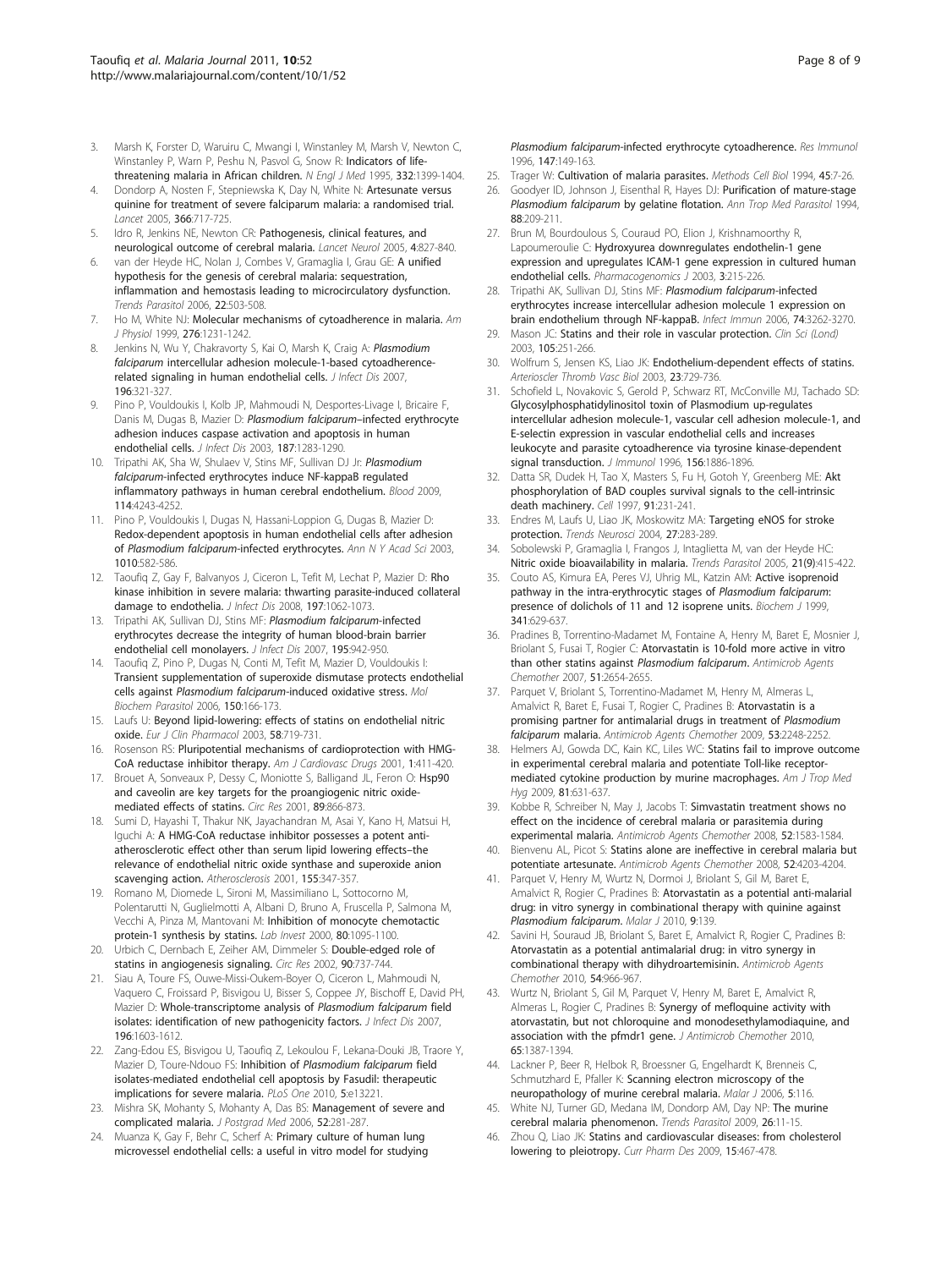3. Marsh K, Forster D, Waruiru C, Mwangi I, Winstanley M, Marsh V, Newton C, Winstanley P, Warn P, Peshu N, Pasvol G, Snow R: **Indicators of life-threatening malaria in African children.** *N Engl J Med* 1995, **332**:1399-1404.
4. Dondorp A, Nosten F, Stepniewska K, Day N, White N: **Artesunate versus quinine for treatment of severe falciparum malaria: a randomised trial.** *Lancet* 2005, **366**:717-725.
5. Idro R, Jenkins NE, Newton CR: **Pathogenesis, clinical features, and neurological outcome of cerebral malaria.** *Lancet Neurol* 2005, **4**:827-840.
6. van der Heyde HC, Nolan J, Combes V, Gramaglia I, Grau GE: **A unified hypothesis for the genesis of cerebral malaria: sequestration, inflammation and hemostasis leading to microcirculatory dysfunction.** *Trends Parasitol* 2006, **22**:503-508.
7. Ho M, White NJ: **Molecular mechanisms of cytoadherence in malaria.** *Am J Physiol* 1999, **276**:1231-1242.
8. Jenkins N, Wu Y, Chakravorty S, Kai O, Marsh K, Craig A: ***Plasmodium falciparum* intercellular adhesion molecule-1-based cytoadherence-related signaling in human endothelial cells.** *J Infect Dis* 2007, **196**:321-327.
9. Pino P, Vouldoukis I, Kolb JP, Mahmoudi N, Desportes-Livage I, Bricaire F, Danis M, Dugas B, Mazier D: ***Plasmodium falciparum*–infected erythrocyte adhesion induces caspase activation and apoptosis in human endothelial cells.** *J Infect Dis* 2003, **187**:1283-1290.
10. Tripathi AK, Sha W, Shulaev V, Stins MF, Sullivan DJ Jr: ***Plasmodium falciparum*-infected erythrocytes induce NF-kappaB regulated inflammatory pathways in human cerebral endothelium.** *Blood* 2009, **114**:4243-4252.
11. Pino P, Vouldoukis I, Dugas N, Hassani-Loppion G, Dugas B, Mazier D: **Redox-dependent apoptosis in human endothelial cells after adhesion of *Plasmodium falciparum*-infected erythrocytes.** *Ann N Y Acad Sci* 2003, **1010**:582-586.
12. Taoufiq Z, Gay F, Balvanyos J, Ciceron L, Tefit M, Lechat P, Mazier D: **Rho kinase inhibition in severe malaria: thwarting parasite-induced collateral damage to endothelia.** *J Infect Dis* 2008, **197**:1062-1073.
13. Tripathi AK, Sullivan DJ, Stins MF: ***Plasmodium falciparum*-infected erythrocytes decrease the integrity of human blood-brain barrier endothelial cell monolayers.** *J Infect Dis* 2007, **195**:942-950.
14. Taoufiq Z, Pino P, Dugas N, Conti M, Tefit M, Mazier D, Vouldoukis I: **Transient supplementation of superoxide dismutase protects endothelial cells against *Plasmodium falciparum*-induced oxidative stress.** *Mol Biochem Parasitol* 2006, **150**:166-173.
15. Laufs U: **Beyond lipid-lowering: effects of statins on endothelial nitric oxide.** *Eur J Clin Pharmacol* 2003, **58**:719-731.
16. Rosenson RS: **Pluripotential mechanisms of cardioprotection with HMG-CoA reductase inhibitor therapy.** *Am J Cardiovasc Drugs* 2001, **1**:411-420.
17. Brouet A, Sonveaux P, Dessy C, Moniotte S, Balligand JL, Feron O: **Hsp90 and caveolin are key targets for the proangiogenic nitric oxide-mediated effects of statins.** *Circ Res* 2001, **89**:866-873.
18. Sumi D, Hayashi T, Thakur NK, Jayachandran M, Asai Y, Kano H, Matsui H, Iguchi A: **A HMG-CoA reductase inhibitor possesses a potent anti-atherosclerotic effect other than serum lipid lowering effects–the relevance of endothelial nitric oxide synthase and superoxide anion scavenging action.** *Atherosclerosis* 2001, **155**:347-357.
19. Romano M, Diomede L, Sironi M, Massimiliano L, Sottocorno M, Polentarutti N, Guglielmotti A, Albani D, Bruno A, Fruscella P, Salmona M, Vecchi A, Pinza M, Mantovani M: **Inhibition of monocyte chemotactic protein-1 synthesis by statins.** *Lab Invest* 2000, **80**:1095-1100.
20. Urbich C, Dernbach E, Zeiher AM, Dimmeler S: **Double-edged role of statins in angiogenesis signaling.** *Circ Res* 2002, **90**:737-744.
21. Siau A, Toure FS, Ouwe-Missi-Oukem-Boyer O, Ciceron L, Mahmoudi N, Vaquero C, Froissard P, Bisvigou U, Bisser S, Coppee JY, Bischoff E, David PH, Mazier D: **Whole-transcriptome analysis of *Plasmodium falciparum* field isolates: identification of new pathogenicity factors.** *J Infect Dis* 2007, **196**:1603-1612.
22. Zang-Edou ES, Bisvigou U, Taoufiq Z, Lekoulou F, Lekana-Douki JB, Traore Y, Mazier D, Toure-Ndouo FS: **Inhibition of *Plasmodium falciparum* field isolates-mediated endothelial cell apoptosis by Fasudil: therapeutic implications for severe malaria.** *PLoS One* 2010, **5**:e13221.
23. Mishra SK, Mohanty S, Mohanty A, Das BS: **Management of severe and complicated malaria.** *J Postgrad Med* 2006, **52**:281-287.
24. Muanza K, Gay F, Behr C, Scherf A: **Primary culture of human lung microvessel endothelial cells: a useful in vitro model for studying *Plasmodium falciparum*-infected erythrocyte cytoadherence.** *Res Immunol* 1996, **147**:149-163.
25. Trager W: **Cultivation of malaria parasites.** *Methods Cell Biol* 1994, **45**:7-26.
26. Goodyer ID, Johnson J, Eisenthal R, Hayes DJ: **Purification of mature-stage *Plasmodium falciparum* by gelatine flotation.** *Ann Trop Med Parasitol* 1994, **88**:209-211.
27. Brun M, Bourdoulous S, Couraud PO, Elion J, Krishnamoorthy R, Lapoumeroulie C: **Hydroxyurea downregulates endothelin-1 gene expression and upregulates ICAM-1 gene expression in cultured human endothelial cells.** *Pharmacogenomics J* 2003, **3**:215-226.
28. Tripathi AK, Sullivan DJ, Stins MF: ***Plasmodium falciparum*-infected erythrocytes increase intercellular adhesion molecule 1 expression on brain endothelium through NF-kappaB.** *Infect Immun* 2006, **74**:3262-3270.
29. Mason JC: **Statins and their role in vascular protection.** *Clin Sci (Lond)* 2003, **105**:251-266.
30. Wolfrum S, Jensen KS, Liao JK: **Endothelium-dependent effects of statins.** *Arterioscler Thromb Vasc Biol* 2003, **23**:729-736.
31. Schofield L, Novakovic S, Gerold P, Schwarz RT, McConville MJ, Tachado SD: **Glycosylphosphatidylinositol toxin of Plasmodium up-regulates intercellular adhesion molecule-1, vascular cell adhesion molecule-1, and E-selectin expression in vascular endothelial cells and increases leukocyte and parasite cytoadherence via tyrosine kinase-dependent signal transduction.** *J Immunol* 1996, **156**:1886-1896.
32. Datta SR, Dudek H, Tao X, Masters S, Fu H, Gotoh Y, Greenberg ME: **Akt phosphorylation of BAD couples survival signals to the cell-intrinsic death machinery.** *Cell* 1997, **91**:231-241.
33. Endres M, Laufs U, Liao JK, Moskowitz MA: **Targeting eNOS for stroke protection.** *Trends Neurosci* 2004, **27**:283-289.
34. Sobolewski P, Gramaglia I, Frangos J, Intaglietta M, van der Heyde HC: **Nitric oxide bioavailability in malaria.** *Trends Parasitol* 2005, **21(9)**:415-422.
35. Couto AS, Kimura EA, Peres VJ, Uhrig ML, Katzin AM: **Active isoprenoid pathway in the intra-erythrocytic stages of *Plasmodium falciparum*: presence of dolichols of 11 and 12 isoprene units.** *Biochem J* 1999, **341**:629-637.
36. Pradines B, Torrentino-Madamet M, Fontaine A, Henry M, Baret E, Mosnier J, Briolant S, Fusai T, Rogier C: **Atorvastatin is 10-fold more active in vitro than other statins against *Plasmodium falciparum*.** *Antimicrob Agents Chemother* 2007, **51**:2654-2655.
37. Parquet V, Briolant S, Torrentino-Madamet M, Henry M, Almeras L, Amalvict R, Baret E, Fusai T, Rogier C, Pradines B: **Atorvastatin is a promising partner for antimalarial drugs in treatment of *Plasmodium falciparum* malaria.** *Antimicrob Agents Chemother* 2009, **53**:2248-2252.
38. Helmers AJ, Gowda DC, Kain KC, Liles WC: **Statins fail to improve outcome in experimental cerebral malaria and potentiate Toll-like receptor-mediated cytokine production by murine macrophages.** *Am J Trop Med Hyg* 2009, **81**:631-637.
39. Kobbe R, Schreiber N, May J, Jacobs T: **Simvastatin treatment shows no effect on the incidence of cerebral malaria or parasitemia during experimental malaria.** *Antimicrob Agents Chemother* 2008, **52**:1583-1584.
40. Bienvenu AL, Picot S: **Statins alone are ineffective in cerebral malaria but potentiate artesunate.** *Antimicrob Agents Chemother* 2008, **52**:4203-4204.
41. Parquet V, Henry M, Wurtz N, Dormoi J, Briolant S, Gil M, Baret E, Amalvict R, Rogier C, Pradines B: **Atorvastatin as a potential anti-malarial drug: in vitro synergy in combinational therapy with quinine against *Plasmodium falciparum*.** *Malar J* 2010, **9**:139.
42. Savini H, Souraud JB, Briolant S, Baret E, Amalvict R, Rogier C, Pradines B: **Atorvastatin as a potential antimalarial drug: in vitro synergy in combinational therapy with dihydroartemisinin.** *Antimicrob Agents Chemother* 2010, **54**:966-967.
43. Wurtz N, Briolant S, Gil M, Parquet V, Henry M, Baret E, Amalvict R, Almeras L, Rogier C, Pradines B: **Synergy of mefloquine activity with atorvastatin, but not chloroquine and monodesethylamodiaquine, and association with the pfmdr1 gene.** *J Antimicrob Chemother* 2010, **65**:1387-1394.
44. Lackner P, Beer R, Helbok R, Broessner G, Engelhardt K, Brenneis C, Schmutzhard E, Pfaller K: **Scanning electron microscopy of the neuropathology of murine cerebral malaria.** *Malar J* 2006, **5**:116.
45. White NJ, Turner GD, Medana IM, Dondorp AM, Day NP: **The murine cerebral malaria phenomenon.** *Trends Parasitol* 2009, **26**:11-15.
46. Zhou Q, Liao JK: **Statins and cardiovascular diseases: from cholesterol lowering to pleiotropy.** *Curr Pharm Des* 2009, **15**:467-478.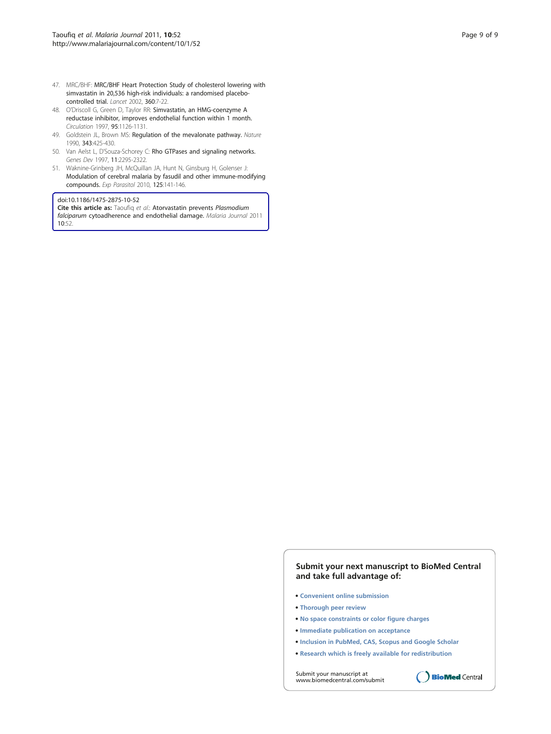47. MRC/BHF: MRC/BHF Heart Protection Study of cholesterol lowering with simvastatin in 20,536 high-risk individuals: a randomised placebo-controlled trial. *Lancet* 2002, **360**:7-22.
48. O'Driscoll G, Green D, Taylor RR: Simvastatin, an HMG-coenzyme A reductase inhibitor, improves endothelial function within 1 month. *Circulation* 1997, **95**:1126-1131.
49. Goldstein JL, Brown MS: Regulation of the mevalonate pathway. *Nature* 1990, **343**:425-430.
50. Van Aelst L, D'Souza-Schorey C: Rho GTPases and signaling networks. *Genes Dev* 1997, **11**:2295-2322.
51. Waknine-Grinberg JH, McQuillan JA, Hunt N, Ginsburg H, Golenser J: Modulation of cerebral malaria by fasudil and other immune-modifying compounds. *Exp Parasitol* 2010, **125**:141-146.

doi:10.1186/1475-2875-10-52
**Cite this article as:** Taoufiq *et al.*: Atorvastatin prevents *Plasmodium falciparum* cytoadherence and endothelial damage. *Malaria Journal* 2011 **10**:52.

**Submit your next manuscript to BioMed Central and take full advantage of:**

- **Convenient online submission**
- **Thorough peer review**
- **No space constraints or color figure charges**
- **Immediate publication on acceptance**
- **Inclusion in PubMed, CAS, Scopus and Google Scholar**
- **Research which is freely available for redistribution**

Submit your manuscript at
www.biomedcentral.com/submit

BioMed Central